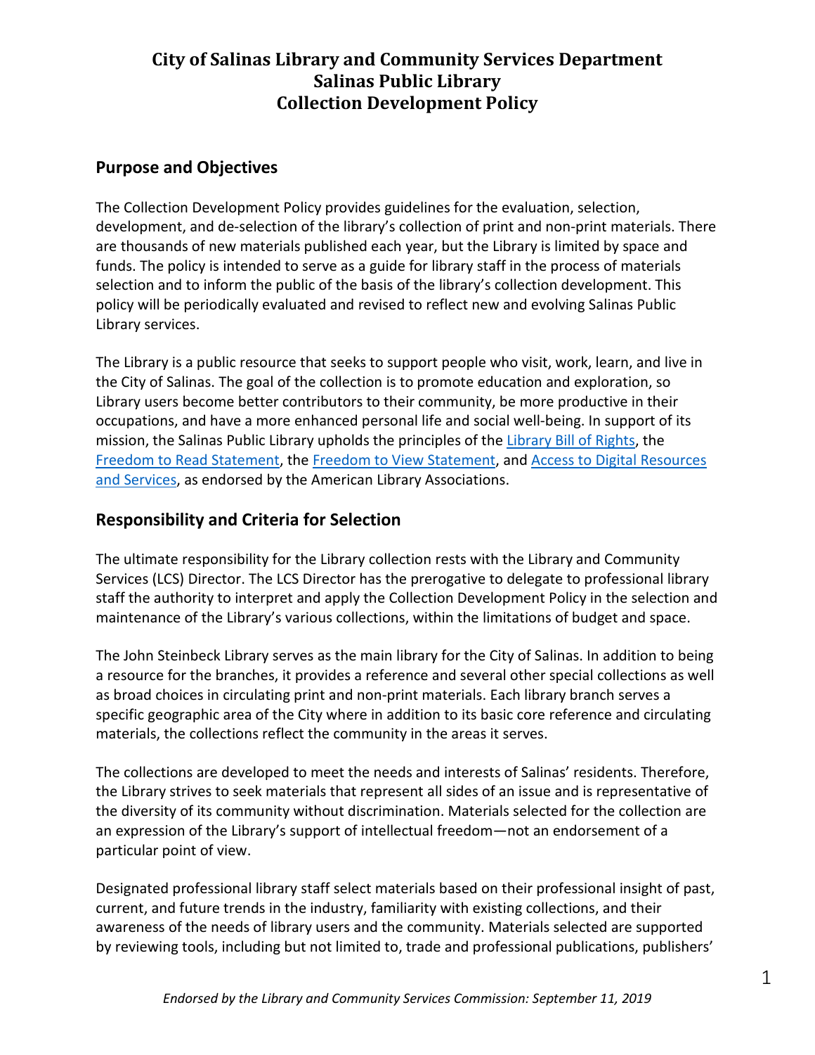# City of Salinas Library and Community Services Department
# Salinas Public Library
# Collection Development Policy

## Purpose and Objectives

The Collection Development Policy provides guidelines for the evaluation, selection, development, and de-selection of the library's collection of print and non-print materials. There are thousands of new materials published each year, but the Library is limited by space and funds. The policy is intended to serve as a guide for library staff in the process of materials selection and to inform the public of the basis of the library's collection development. This policy will be periodically evaluated and revised to reflect new and evolving Salinas Public Library services.

The Library is a public resource that seeks to support people who visit, work, learn, and live in the City of Salinas. The goal of the collection is to promote education and exploration, so Library users become better contributors to their community, be more productive in their occupations, and have a more enhanced personal life and social well-being. In support of its mission, the Salinas Public Library upholds the principles of the Library Bill of Rights, the Freedom to Read Statement, the Freedom to View Statement, and Access to Digital Resources and Services, as endorsed by the American Library Associations.

## Responsibility and Criteria for Selection

The ultimate responsibility for the Library collection rests with the Library and Community Services (LCS) Director. The LCS Director has the prerogative to delegate to professional library staff the authority to interpret and apply the Collection Development Policy in the selection and maintenance of the Library's various collections, within the limitations of budget and space.

The John Steinbeck Library serves as the main library for the City of Salinas. In addition to being a resource for the branches, it provides a reference and several other special collections as well as broad choices in circulating print and non-print materials. Each library branch serves a specific geographic area of the City where in addition to its basic core reference and circulating materials, the collections reflect the community in the areas it serves.

The collections are developed to meet the needs and interests of Salinas' residents. Therefore, the Library strives to seek materials that represent all sides of an issue and is representative of the diversity of its community without discrimination. Materials selected for the collection are an expression of the Library's support of intellectual freedom—not an endorsement of a particular point of view.

Designated professional library staff select materials based on their professional insight of past, current, and future trends in the industry, familiarity with existing collections, and their awareness of the needs of library users and the community. Materials selected are supported by reviewing tools, including but not limited to, trade and professional publications, publishers'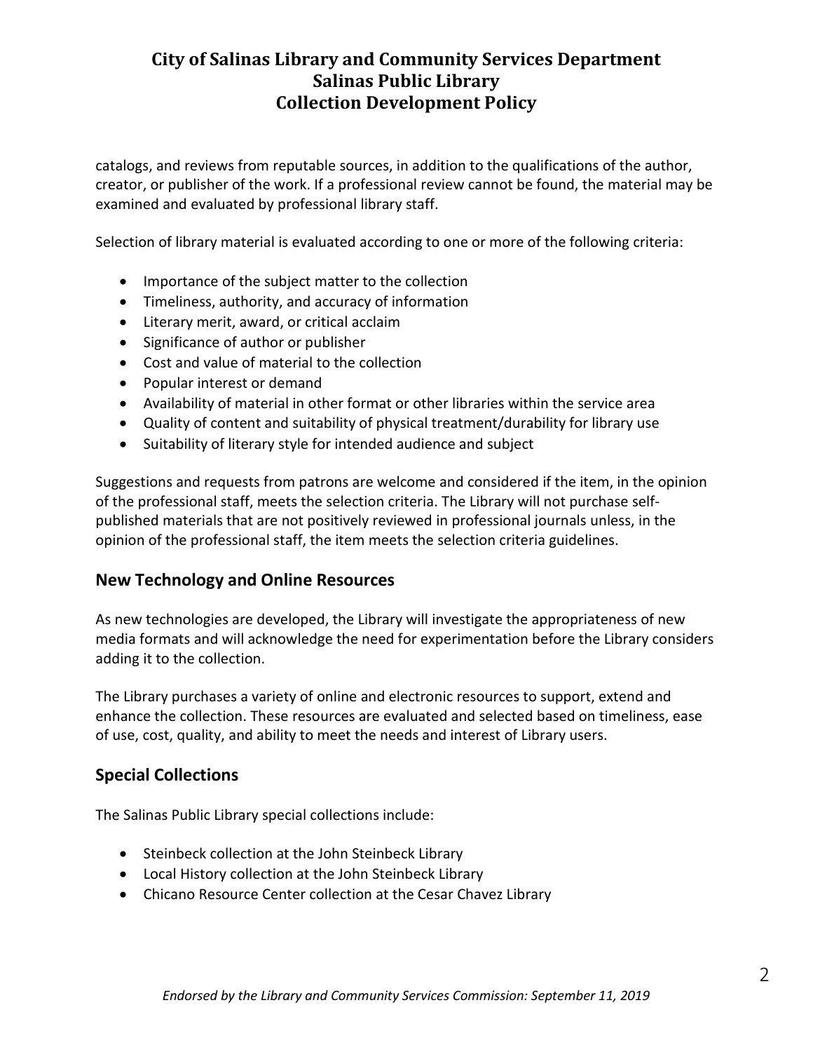catalogs, and reviews from reputable sources, in addition to the qualifications of the author, creator, or publisher of the work. If a professional review cannot be found, the material may be examined and evaluated by professional library staff.

Selection of library material is evaluated according to one or more of the following criteria:

- Importance of the subject matter to the collection
- Timeliness, authority, and accuracy of information
- Literary merit, award, or critical acclaim
- Significance of author or publisher
- Cost and value of material to the collection
- Popular interest or demand
- Availability of material in other format or other libraries within the service area
- Quality of content and suitability of physical treatment/durability for library use
- Suitability of literary style for intended audience and subject

Suggestions and requests from patrons are welcome and considered if the item, in the opinion of the professional staff, meets the selection criteria. The Library will not purchase self-published materials that are not positively reviewed in professional journals unless, in the opinion of the professional staff, the item meets the selection criteria guidelines.

## New Technology and Online Resources

As new technologies are developed, the Library will investigate the appropriateness of new media formats and will acknowledge the need for experimentation before the Library considers adding it to the collection.

The Library purchases a variety of online and electronic resources to support, extend and enhance the collection. These resources are evaluated and selected based on timeliness, ease of use, cost, quality, and ability to meet the needs and interest of Library users.

## Special Collections

The Salinas Public Library special collections include:

- Steinbeck collection at the John Steinbeck Library
- Local History collection at the John Steinbeck Library
- Chicano Resource Center collection at the Cesar Chavez Library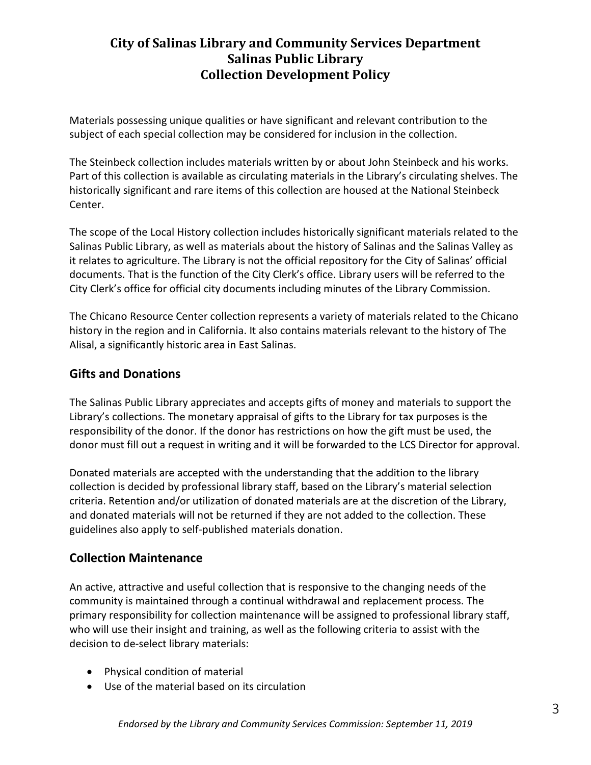Materials possessing unique qualities or have significant and relevant contribution to the subject of each special collection may be considered for inclusion in the collection.

The Steinbeck collection includes materials written by or about John Steinbeck and his works. Part of this collection is available as circulating materials in the Library's circulating shelves. The historically significant and rare items of this collection are housed at the National Steinbeck Center.

The scope of the Local History collection includes historically significant materials related to the Salinas Public Library, as well as materials about the history of Salinas and the Salinas Valley as it relates to agriculture. The Library is not the official repository for the City of Salinas' official documents. That is the function of the City Clerk's office. Library users will be referred to the City Clerk's office for official city documents including minutes of the Library Commission.

The Chicano Resource Center collection represents a variety of materials related to the Chicano history in the region and in California. It also contains materials relevant to the history of The Alisal, a significantly historic area in East Salinas.

## Gifts and Donations

The Salinas Public Library appreciates and accepts gifts of money and materials to support the Library's collections. The monetary appraisal of gifts to the Library for tax purposes is the responsibility of the donor. If the donor has restrictions on how the gift must be used, the donor must fill out a request in writing and it will be forwarded to the LCS Director for approval.

Donated materials are accepted with the understanding that the addition to the library collection is decided by professional library staff, based on the Library's material selection criteria. Retention and/or utilization of donated materials are at the discretion of the Library, and donated materials will not be returned if they are not added to the collection. These guidelines also apply to self-published materials donation.

## Collection Maintenance

An active, attractive and useful collection that is responsive to the changing needs of the community is maintained through a continual withdrawal and replacement process. The primary responsibility for collection maintenance will be assigned to professional library staff, who will use their insight and training, as well as the following criteria to assist with the decision to de-select library materials:

- Physical condition of material
- Use of the material based on its circulation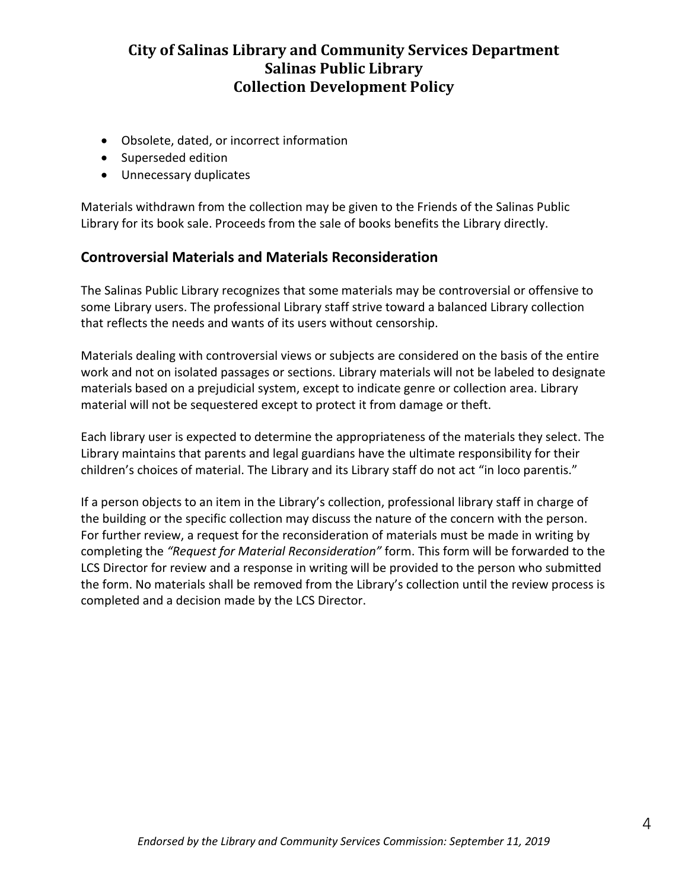- Obsolete, dated, or incorrect information
- Superseded edition
- Unnecessary duplicates

Materials withdrawn from the collection may be given to the Friends of the Salinas Public Library for its book sale. Proceeds from the sale of books benefits the Library directly.

## Controversial Materials and Materials Reconsideration

The Salinas Public Library recognizes that some materials may be controversial or offensive to some Library users. The professional Library staff strive toward a balanced Library collection that reflects the needs and wants of its users without censorship.

Materials dealing with controversial views or subjects are considered on the basis of the entire work and not on isolated passages or sections. Library materials will not be labeled to designate materials based on a prejudicial system, except to indicate genre or collection area. Library material will not be sequestered except to protect it from damage or theft.

Each library user is expected to determine the appropriateness of the materials they select. The Library maintains that parents and legal guardians have the ultimate responsibility for their children's choices of material. The Library and its Library staff do not act "in loco parentis."

If a person objects to an item in the Library's collection, professional library staff in charge of the building or the specific collection may discuss the nature of the concern with the person. For further review, a request for the reconsideration of materials must be made in writing by completing the *"Request for Material Reconsideration"* form. This form will be forwarded to the LCS Director for review and a response in writing will be provided to the person who submitted the form. No materials shall be removed from the Library's collection until the review process is completed and a decision made by the LCS Director.